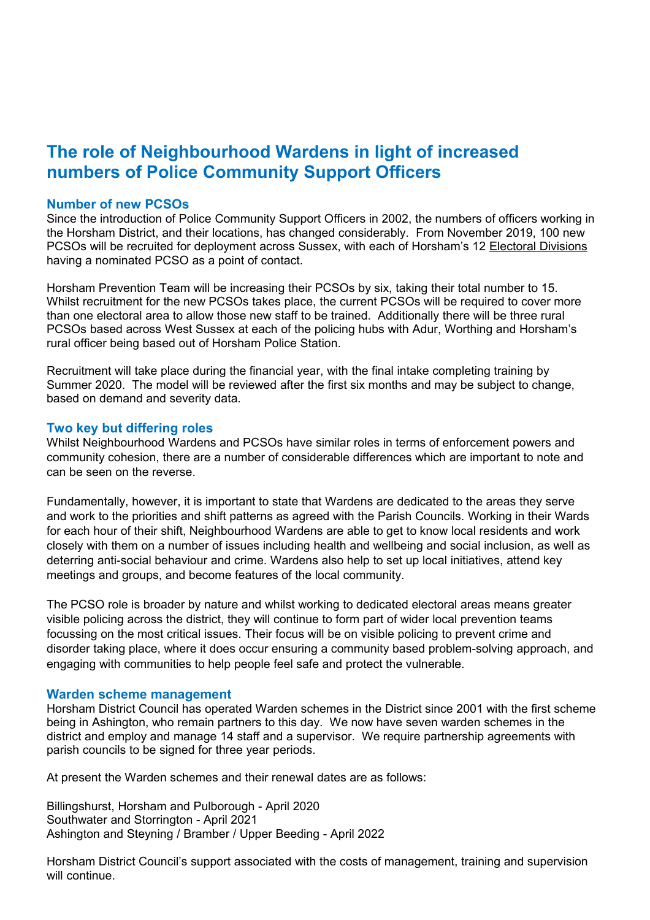# The role of Neighbourhood Wardens in light of increased numbers of Police Community Support Officers

## Number of new PCSOs

Since the introduction of Police Community Support Officers in 2002, the numbers of officers working in the Horsham District, and their locations, has changed considerably. From November 2019, 100 new PCSOs will be recruited for deployment across Sussex, with each of Horsham's 12 Electoral Divisions having a nominated PCSO as a point of contact.

Horsham Prevention Team will be increasing their PCSOs by six, taking their total number to 15. Whilst recruitment for the new PCSOs takes place, the current PCSOs will be required to cover more than one electoral area to allow those new staff to be trained. Additionally there will be three rural PCSOs based across West Sussex at each of the policing hubs with Adur, Worthing and Horsham's rural officer being based out of Horsham Police Station.

Recruitment will take place during the financial year, with the final intake completing training by Summer 2020. The model will be reviewed after the first six months and may be subject to change, based on demand and severity data.

## Two key but differing roles

Whilst Neighbourhood Wardens and PCSOs have similar roles in terms of enforcement powers and community cohesion, there are a number of considerable differences which are important to note and can be seen on the reverse.

Fundamentally, however, it is important to state that Wardens are dedicated to the areas they serve and work to the priorities and shift patterns as agreed with the Parish Councils. Working in their Wards for each hour of their shift, Neighbourhood Wardens are able to get to know local residents and work closely with them on a number of issues including health and wellbeing and social inclusion, as well as deterring anti-social behaviour and crime. Wardens also help to set up local initiatives, attend key meetings and groups, and become features of the local community.

The PCSO role is broader by nature and whilst working to dedicated electoral areas means greater visible policing across the district, they will continue to form part of wider local prevention teams focussing on the most critical issues. Their focus will be on visible policing to prevent crime and disorder taking place, where it does occur ensuring a community based problem-solving approach, and engaging with communities to help people feel safe and protect the vulnerable.

## Warden scheme management

Horsham District Council has operated Warden schemes in the District since 2001 with the first scheme being in Ashington, who remain partners to this day. We now have seven warden schemes in the district and employ and manage 14 staff and a supervisor. We require partnership agreements with parish councils to be signed for three year periods.

At present the Warden schemes and their renewal dates are as follows:

Billingshurst, Horsham and Pulborough - April 2020
Southwater and Storrington - April 2021
Ashington and Steyning / Bramber / Upper Beeding - April 2022

Horsham District Council's support associated with the costs of management, training and supervision will continue.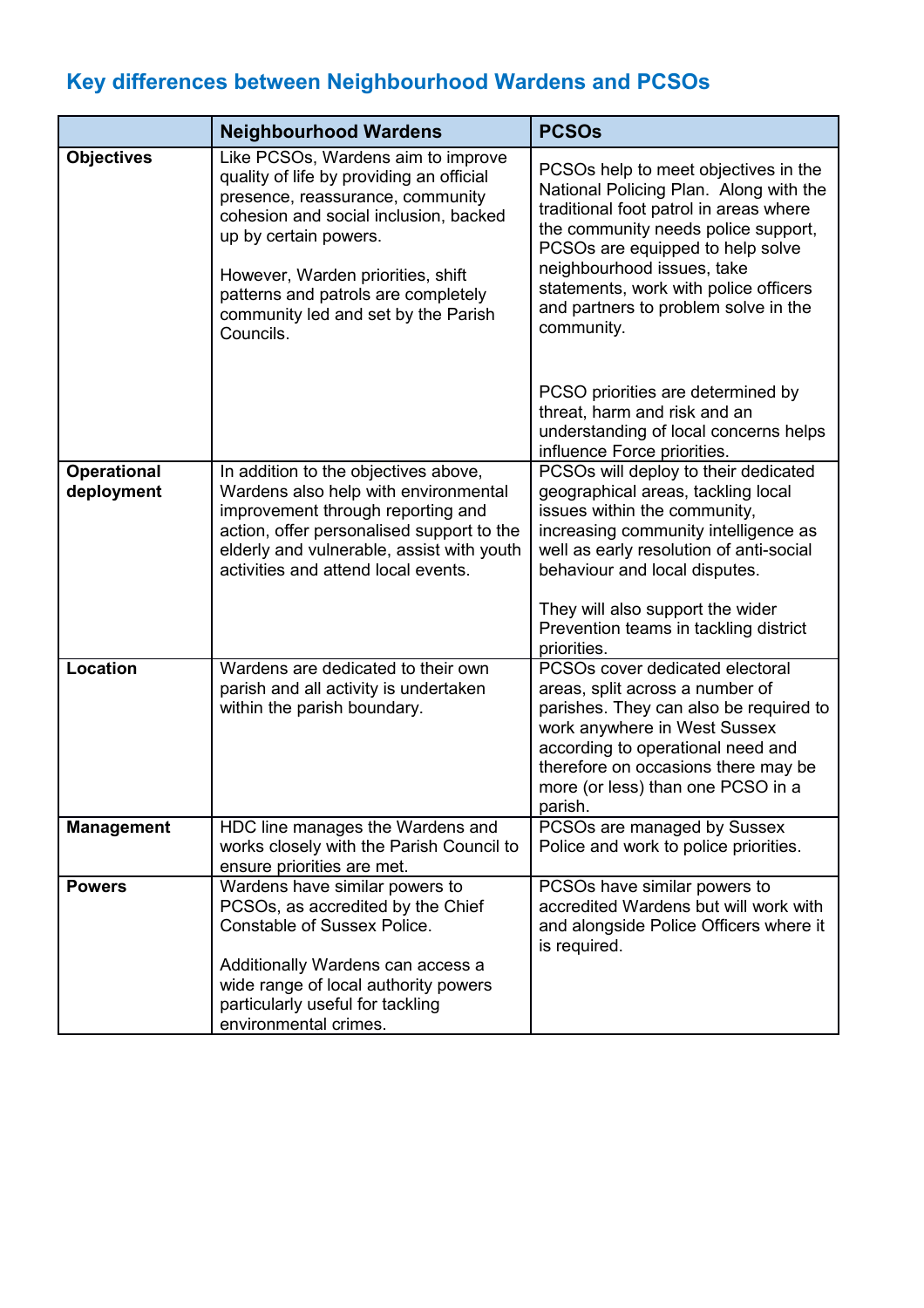## Key differences between Neighbourhood Wardens and PCSOs

| | Neighbourhood Wardens | PCSOs |
|---|---|---|
| **Objectives** | Like PCSOs, Wardens aim to improve quality of life by providing an official presence, reassurance, community cohesion and social inclusion, backed up by certain powers.<br><br>However, Warden priorities, shift patterns and patrols are completely community led and set by the Parish Councils. | PCSOs help to meet objectives in the National Policing Plan. Along with the traditional foot patrol in areas where the community needs police support, PCSOs are equipped to help solve neighbourhood issues, take statements, work with police officers and partners to problem solve in the community.<br><br>PCSO priorities are determined by threat, harm and risk and an understanding of local concerns helps influence Force priorities. |
| **Operational deployment** | In addition to the objectives above, Wardens also help with environmental improvement through reporting and action, offer personalised support to the elderly and vulnerable, assist with youth activities and attend local events. | PCSOs will deploy to their dedicated geographical areas, tackling local issues within the community, increasing community intelligence as well as early resolution of anti-social behaviour and local disputes.<br><br>They will also support the wider Prevention teams in tackling district priorities. |
| **Location** | Wardens are dedicated to their own parish and all activity is undertaken within the parish boundary. | PCSOs cover dedicated electoral areas, split across a number of parishes. They can also be required to work anywhere in West Sussex according to operational need and therefore on occasions there may be more (or less) than one PCSO in a parish. |
| **Management** | HDC line manages the Wardens and works closely with the Parish Council to ensure priorities are met. | PCSOs are managed by Sussex Police and work to police priorities. |
| **Powers** | Wardens have similar powers to PCSOs, as accredited by the Chief Constable of Sussex Police.<br><br>Additionally Wardens can access a wide range of local authority powers particularly useful for tackling environmental crimes. | PCSOs have similar powers to accredited Wardens but will work with and alongside Police Officers where it is required. |